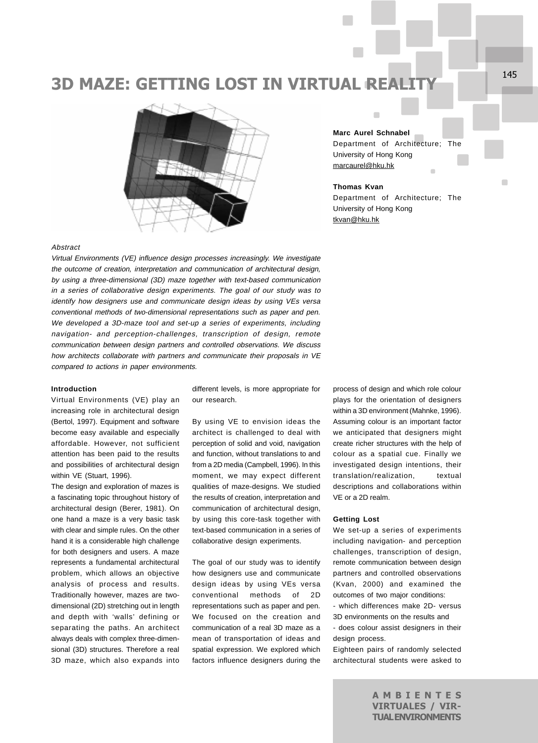# 3D MAZE: GETTING LOST IN VIRTUAL REALITY

**Marc Aurel Schnabel**
Department of Architecture; The University of Hong Kong
marcaurel@hku.hk

**Thomas Kvan**
Department of Architecture; The University of Hong Kong
tkvan@hku.hk

*Abstract*

*Virtual Environments (VE) influence design processes increasingly. We investigate the outcome of creation, interpretation and communication of architectural design, by using a three-dimensional (3D) maze together with text-based communication in a series of collaborative design experiments. The goal of our study was to identify how designers use and communicate design ideas by using VEs versa conventional methods of two-dimensional representations such as paper and pen. We developed a 3D-maze tool and set-up a series of experiments, including navigation- and perception-challenges, transcription of design, remote communication between design partners and controlled observations. We discuss how architects collaborate with partners and communicate their proposals in VE compared to actions in paper environments.*

**Introduction**

Virtual Environments (VE) play an increasing role in architectural design (Bertol, 1997). Equipment and software become easy available and especially affordable. However, not sufficient attention has been paid to the results and possibilities of architectural design within VE (Stuart, 1996).

The design and exploration of mazes is a fascinating topic throughout history of architectural design (Berer, 1981). On one hand a maze is a very basic task with clear and simple rules. On the other hand it is a considerable high challenge for both designers and users. A maze represents a fundamental architectural problem, which allows an objective analysis of process and results. Traditionally however, mazes are two-dimensional (2D) stretching out in length and depth with 'walls' defining or separating the paths. An architect always deals with complex three-dimensional (3D) structures. Therefore a real 3D maze, which also expands into different levels, is more appropriate for our research.

By using VE to envision ideas the architect is challenged to deal with perception of solid and void, navigation and function, without translations to and from a 2D media (Campbell, 1996). In this moment, we may expect different qualities of maze-designs. We studied the results of creation, interpretation and communication of architectural design, by using this core-task together with text-based communication in a series of collaborative design experiments.

The goal of our study was to identify how designers use and communicate design ideas by using VEs versa conventional methods of 2D representations such as paper and pen. We focused on the creation and communication of a real 3D maze as a mean of transportation of ideas and spatial expression. We explored which factors influence designers during the process of design and which role colour plays for the orientation of designers within a 3D environment (Mahnke, 1996). Assuming colour is an important factor we anticipated that designers might create richer structures with the help of colour as a spatial cue. Finally we investigated design intentions, their translation/realization, textual descriptions and collaborations within VE or a 2D realm.

**Getting Lost**

We set-up a series of experiments including navigation- and perception challenges, transcription of design, remote communication between design partners and controlled observations (Kvan, 2000) and examined the outcomes of two major conditions:

- which differences make 2D- versus 3D environments on the results and
- does colour assist designers in their design process.

Eighteen pairs of randomly selected architectural students were asked to

**AMBIENTES VIRTUALES / VIRTUAL ENVIRONMENTS**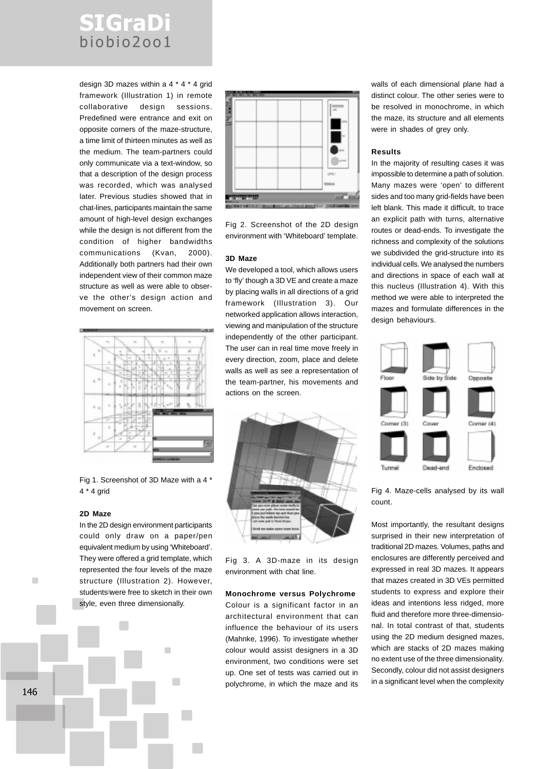design 3D mazes within a 4 * 4 * 4 grid framework (Illustration 1) in remote collaborative design sessions. Predefined were entrance and exit on opposite corners of the maze-structure, a time limit of thirteen minutes as well as the medium. The team-partners could only communicate via a text-window, so that a description of the design process was recorded, which was analysed later. Previous studies showed that in chat-lines, participants maintain the same amount of high-level design exchanges while the design is not different from the condition of higher bandwidths communications (Kvan, 2000). Additionally both partners had their own independent view of their common maze structure as well as were able to observe the other's design action and movement on screen.

Fig 1. Screenshot of 3D Maze with a 4 * 4 * 4 grid

### 2D Maze

In the 2D design environment participants could only draw on a paper/pen equivalent medium by using 'Whiteboard'. They were offered a grid template, which represented the four levels of the maze structure (Illustration 2). However, students were free to sketch in their own style, even three dimensionally.

Fig 2. Screenshot of the 2D design environment with 'Whiteboard' template.

### 3D Maze

We developed a tool, which allows users to 'fly' though a 3D VE and create a maze by placing walls in all directions of a grid framework (Illustration 3). Our networked application allows interaction, viewing and manipulation of the structure independently of the other participant. The user can in real time move freely in every direction, zoom, place and delete walls as well as see a representation of the team-partner, his movements and actions on the screen.

Fig 3. A 3D-maze in its design environment with chat line.

### Monochrome versus Polychrome

Colour is a significant factor in an architectural environment that can influence the behaviour of its users (Mahnke, 1996). To investigate whether colour would assist designers in a 3D environment, two conditions were set up. One set of tests was carried out in polychrome, in which the maze and its walls of each dimensional plane had a distinct colour. The other series were to be resolved in monochrome, in which the maze, its structure and all elements were in shades of grey only.

### Results

In the majority of resulting cases it was impossible to determine a path of solution. Many mazes were 'open' to different sides and too many grid-fields have been left blank. This made it difficult, to trace an explicit path with turns, alternative routes or dead-ends. To investigate the richness and complexity of the solutions we subdivided the grid-structure into its individual cells. We analysed the numbers and directions in space of each wall at this nucleus (Illustration 4). With this method we were able to interpreted the mazes and formulate differences in the design behaviours.

Fig 4. Maze-cells analysed by its wall count.

Most importantly, the resultant designs surprised in their new interpretation of traditional 2D mazes. Volumes, paths and enclosures are differently perceived and expressed in real 3D mazes. It appears that mazes created in 3D VEs permitted students to express and explore their ideas and intentions less ridged, more fluid and therefore more three-dimensional. In total contrast of that, students using the 2D medium designed mazes, which are stacks of 2D mazes making no extent use of the three dimensionality. Secondly, colour did not assist designers in a significant level when the complexity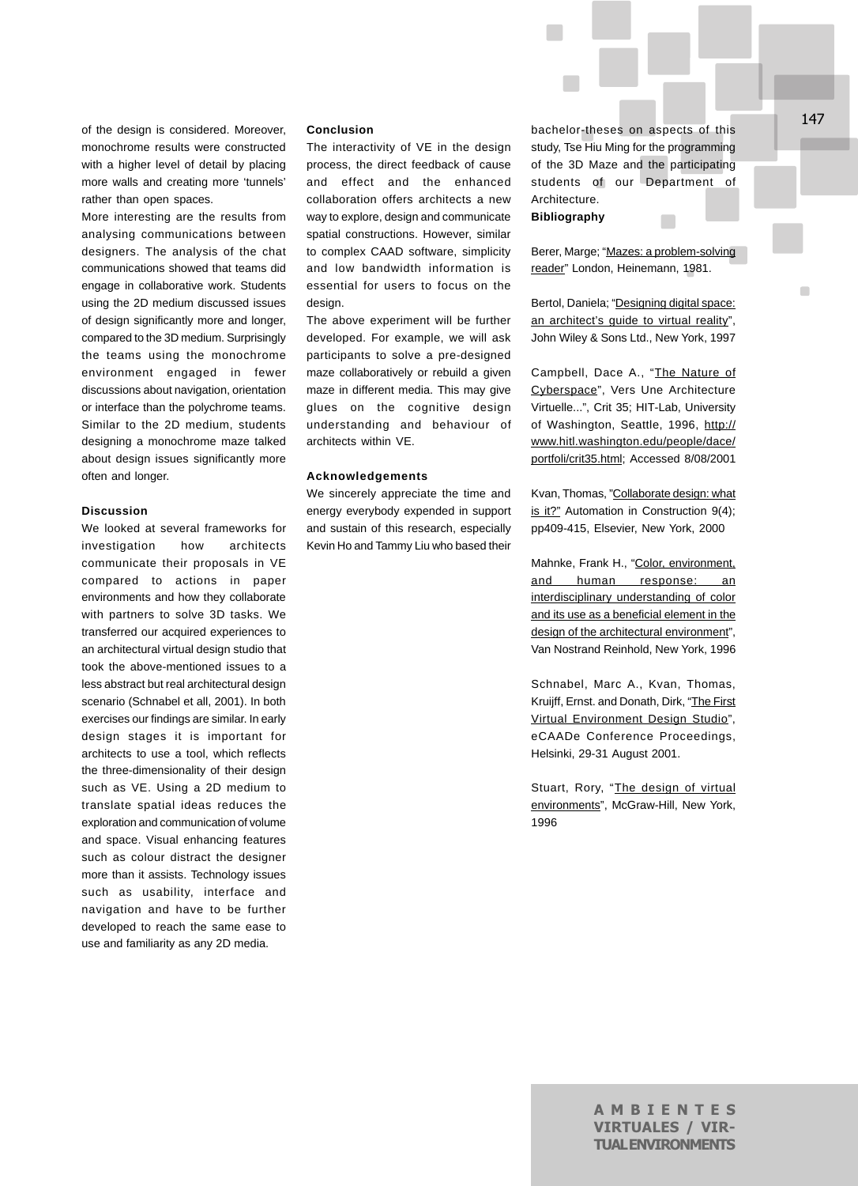of the design is considered. Moreover, monochrome results were constructed with a higher level of detail by placing more walls and creating more 'tunnels' rather than open spaces.

More interesting are the results from analysing communications between designers. The analysis of the chat communications showed that teams did engage in collaborative work. Students using the 2D medium discussed issues of design significantly more and longer, compared to the 3D medium. Surprisingly the teams using the monochrome environment engaged in fewer discussions about navigation, orientation or interface than the polychrome teams. Similar to the 2D medium, students designing a monochrome maze talked about design issues significantly more often and longer.

## Discussion

We looked at several frameworks for investigation how architects communicate their proposals in VE compared to actions in paper environments and how they collaborate with partners to solve 3D tasks. We transferred our acquired experiences to an architectural virtual design studio that took the above-mentioned issues to a less abstract but real architectural design scenario (Schnabel et all, 2001). In both exercises our findings are similar. In early design stages it is important for architects to use a tool, which reflects the three-dimensionality of their design such as VE. Using a 2D medium to translate spatial ideas reduces the exploration and communication of volume and space. Visual enhancing features such as colour distract the designer more than it assists. Technology issues such as usability, interface and navigation and have to be further developed to reach the same ease to use and familiarity as any 2D media.

## Conclusion

The interactivity of VE in the design process, the direct feedback of cause and effect and the enhanced collaboration offers architects a new way to explore, design and communicate spatial constructions. However, similar to complex CAAD software, simplicity and low bandwidth information is essential for users to focus on the design.

The above experiment will be further developed. For example, we will ask participants to solve a pre-designed maze collaboratively or rebuild a given maze in different media. This may give glues on the cognitive design understanding and behaviour of architects within VE.

## Acknowledgements

We sincerely appreciate the time and energy everybody expended in support and sustain of this research, especially Kevin Ho and Tammy Liu who based their bachelor-theses on aspects of this study, Tse Hiu Ming for the programming of the 3D Maze and the participating students of our Department of Architecture.

## Bibliography

Berer, Marge; "Mazes: a problem-solving reader" London, Heinemann, 1981.

Bertol, Daniela; "Designing digital space: an architect's guide to virtual reality", John Wiley & Sons Ltd., New York, 1997

Campbell, Dace A., "The Nature of Cyberspace", Vers Une Architecture Virtuelle...", Crit 35; HIT-Lab, University of Washington, Seattle, 1996, http://www.hitl.washington.edu/people/dace/portfoli/crit35.html; Accessed 8/08/2001

Kvan, Thomas, "Collaborate design: what is it?" Automation in Construction 9(4); pp409-415, Elsevier, New York, 2000

Mahnke, Frank H., "Color, environment, and human response: an interdisciplinary understanding of color and its use as a beneficial element in the design of the architectural environment", Van Nostrand Reinhold, New York, 1996

Schnabel, Marc A., Kvan, Thomas, Kruijff, Ernst. and Donath, Dirk, "The First Virtual Environment Design Studio", eCAADe Conference Proceedings, Helsinki, 29-31 August 2001.

Stuart, Rory, "The design of virtual environments", McGraw-Hill, New York, 1996